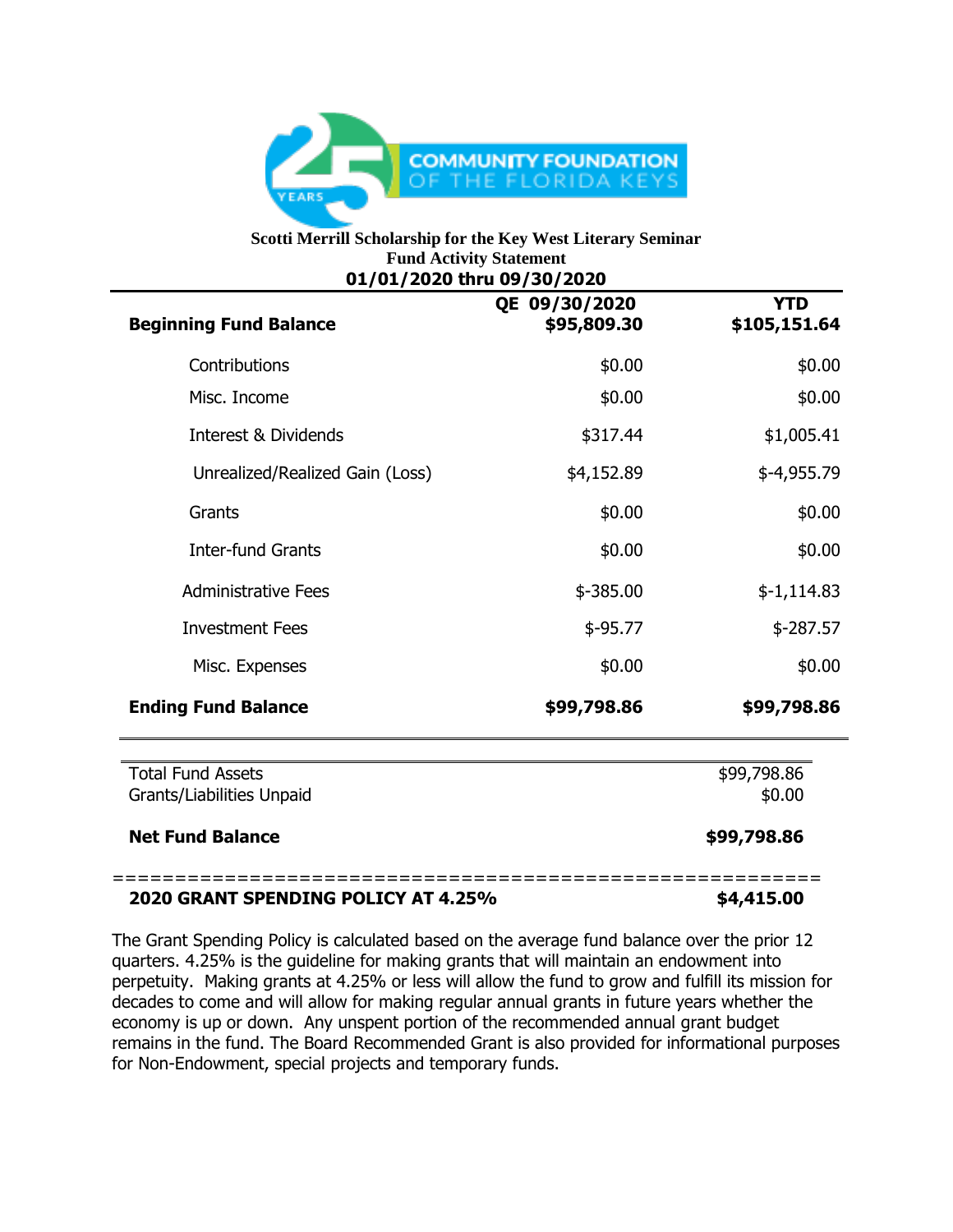COMMUNITY FOUNDATION OF THE FLORIDA KEYS

**Scotti Merrill Scholarship for the Key West Literary Seminar**
**Fund Activity Statement**
**01/01/2020 thru 09/30/2020**

| | QE 09/30/2020 | YTD |
|---|---|---|
| **Beginning Fund Balance** | **$95,809.30** | **$105,151.64** |
| Contributions | $0.00 | $0.00 |
| Misc. Income | $0.00 | $0.00 |
| Interest & Dividends | $317.44 | $1,005.41 |
| Unrealized/Realized Gain (Loss) | $4,152.89 | $-4,955.79 |
| Grants | $0.00 | $0.00 |
| Inter-fund Grants | $0.00 | $0.00 |
| Administrative Fees | $-385.00 | $-1,114.83 |
| Investment Fees | $-95.77 | $-287.57 |
| Misc. Expenses | $0.00 | $0.00 |
| **Ending Fund Balance** | **$99,798.86** | **$99,798.86** |

| | |
|---|---|
| Total Fund Assets | $99,798.86 |
| Grants/Liabilities Unpaid | $0.00 |
| **Net Fund Balance** | **$99,798.86** |

=========================================================

**2020 GRANT SPENDING POLICY AT 4.25%** **$4,415.00**

The Grant Spending Policy is calculated based on the average fund balance over the prior 12 quarters. 4.25% is the guideline for making grants that will maintain an endowment into perpetuity. Making grants at 4.25% or less will allow the fund to grow and fulfill its mission for decades to come and will allow for making regular annual grants in future years whether the economy is up or down. Any unspent portion of the recommended annual grant budget remains in the fund. The Board Recommended Grant is also provided for informational purposes for Non-Endowment, special projects and temporary funds.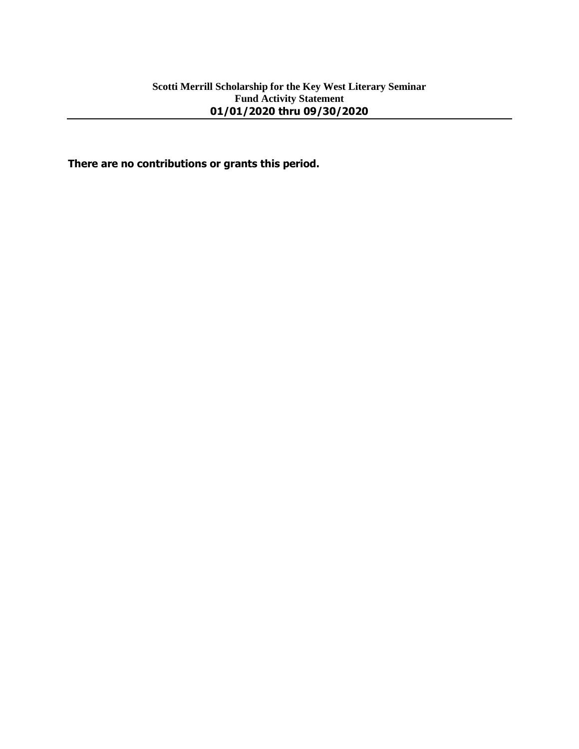**Scotti Merrill Scholarship for the Key West Literary Seminar**
**Fund Activity Statement**
**01/01/2020 thru 09/30/2020**

**There are no contributions or grants this period.**